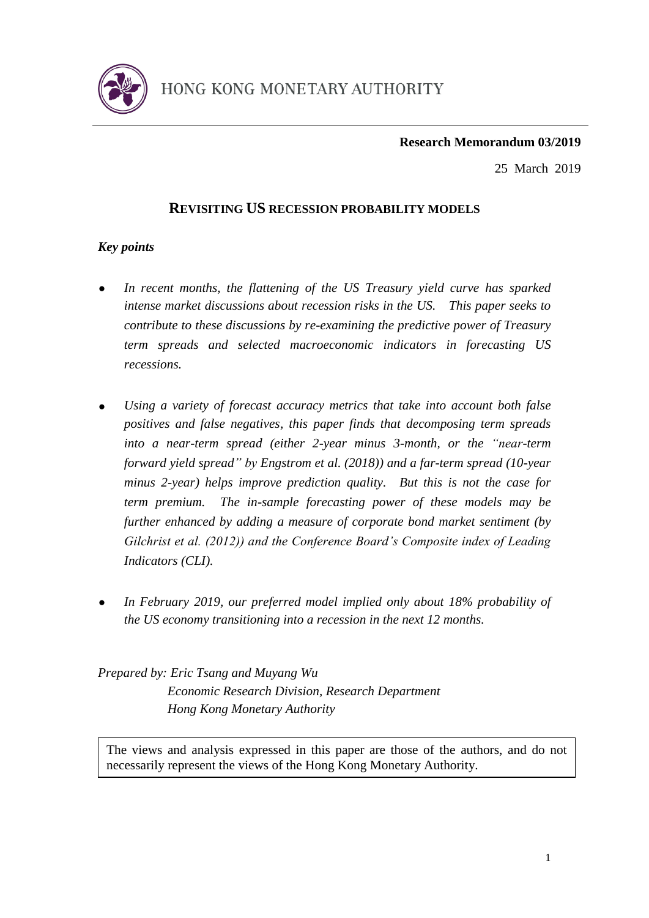HONG KONG MONETARY AUTHORITY

**Research Memorandum 03/2019**

25 March 2019

# REVISITING US RECESSION PROBABILITY MODELS

***Key points***

- *In recent months, the flattening of the US Treasury yield curve has sparked intense market discussions about recession risks in the US. This paper seeks to contribute to these discussions by re-examining the predictive power of Treasury term spreads and selected macroeconomic indicators in forecasting US recessions.*

- *Using a variety of forecast accuracy metrics that take into account both false positives and false negatives, this paper finds that decomposing term spreads into a near-term spread (either 2-year minus 3-month, or the "near-term forward yield spread" by Engstrom et al. (2018)) and a far-term spread (10-year minus 2-year) helps improve prediction quality. But this is not the case for term premium. The in-sample forecasting power of these models may be further enhanced by adding a measure of corporate bond market sentiment (by Gilchrist et al. (2012)) and the Conference Board's Composite index of Leading Indicators (CLI).*

- *In February 2019, our preferred model implied only about 18% probability of the US economy transitioning into a recession in the next 12 months.*

*Prepared by: Eric Tsang and Muyang Wu*
*Economic Research Division, Research Department*
*Hong Kong Monetary Authority*

The views and analysis expressed in this paper are those of the authors, and do not necessarily represent the views of the Hong Kong Monetary Authority.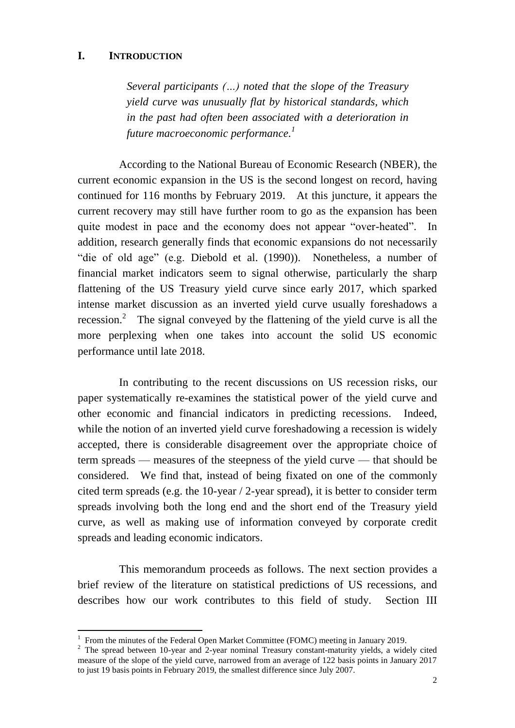## I. INTRODUCTION

> *Several participants (…) noted that the slope of the Treasury yield curve was unusually flat by historical standards, which in the past had often been associated with a deterioration in future macroeconomic performance.*[1]

According to the National Bureau of Economic Research (NBER), the current economic expansion in the US is the second longest on record, having continued for 116 months by February 2019. At this juncture, it appears the current recovery may still have further room to go as the expansion has been quite modest in pace and the economy does not appear "over-heated". In addition, research generally finds that economic expansions do not necessarily "die of old age" (e.g. Diebold et al. (1990)). Nonetheless, a number of financial market indicators seem to signal otherwise, particularly the sharp flattening of the US Treasury yield curve since early 2017, which sparked intense market discussion as an inverted yield curve usually foreshadows a recession.[2] The signal conveyed by the flattening of the yield curve is all the more perplexing when one takes into account the solid US economic performance until late 2018.

In contributing to the recent discussions on US recession risks, our paper systematically re-examines the statistical power of the yield curve and other economic and financial indicators in predicting recessions. Indeed, while the notion of an inverted yield curve foreshadowing a recession is widely accepted, there is considerable disagreement over the appropriate choice of term spreads — measures of the steepness of the yield curve — that should be considered. We find that, instead of being fixated on one of the commonly cited term spreads (e.g. the 10-year / 2-year spread), it is better to consider term spreads involving both the long end and the short end of the Treasury yield curve, as well as making use of information conveyed by corporate credit spreads and leading economic indicators.

This memorandum proceeds as follows. The next section provides a brief review of the literature on statistical predictions of US recessions, and describes how our work contributes to this field of study. Section III

---

[1] From the minutes of the Federal Open Market Committee (FOMC) meeting in January 2019.

[2] The spread between 10-year and 2-year nominal Treasury constant-maturity yields, a widely cited measure of the slope of the yield curve, narrowed from an average of 122 basis points in January 2017 to just 19 basis points in February 2019, the smallest difference since July 2007.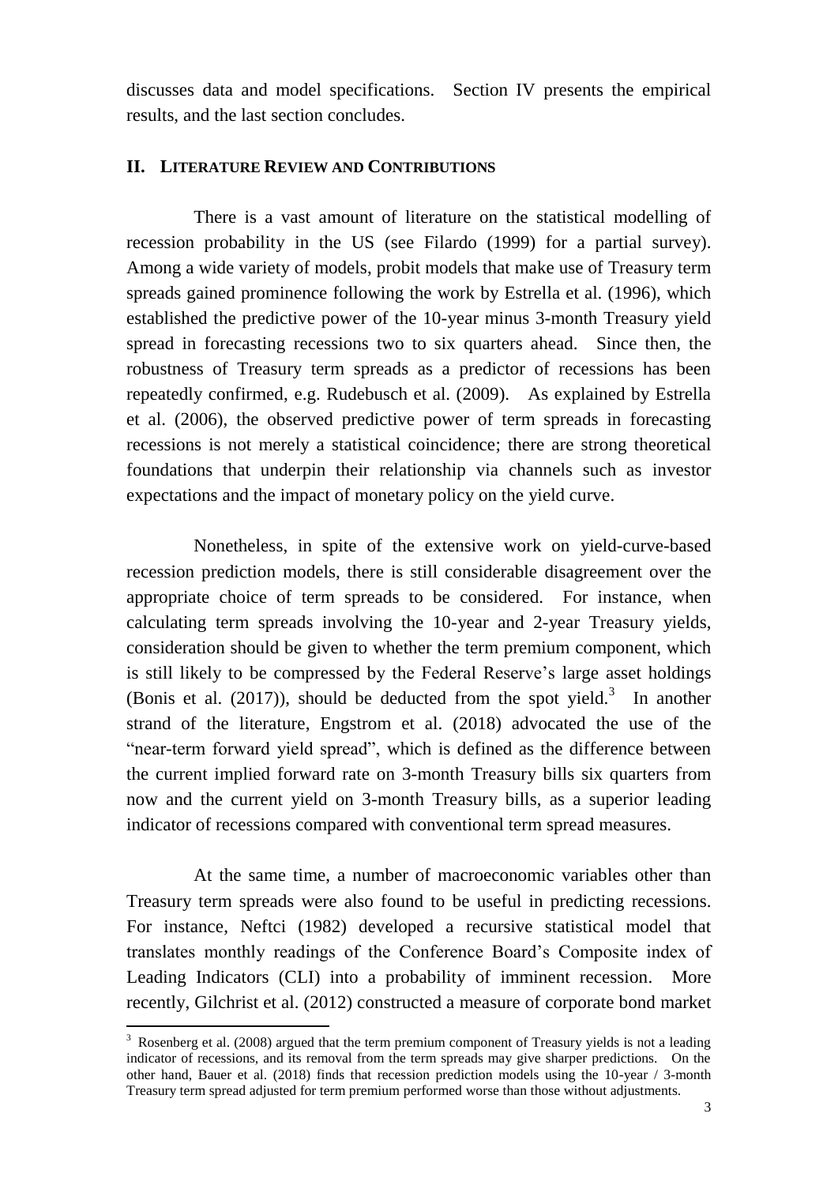discusses data and model specifications. Section IV presents the empirical results, and the last section concludes.

## II. LITERATURE REVIEW AND CONTRIBUTIONS

There is a vast amount of literature on the statistical modelling of recession probability in the US (see Filardo (1999) for a partial survey). Among a wide variety of models, probit models that make use of Treasury term spreads gained prominence following the work by Estrella et al. (1996), which established the predictive power of the 10-year minus 3-month Treasury yield spread in forecasting recessions two to six quarters ahead. Since then, the robustness of Treasury term spreads as a predictor of recessions has been repeatedly confirmed, e.g. Rudebusch et al. (2009). As explained by Estrella et al. (2006), the observed predictive power of term spreads in forecasting recessions is not merely a statistical coincidence; there are strong theoretical foundations that underpin their relationship via channels such as investor expectations and the impact of monetary policy on the yield curve.

Nonetheless, in spite of the extensive work on yield-curve-based recession prediction models, there is still considerable disagreement over the appropriate choice of term spreads to be considered. For instance, when calculating term spreads involving the 10-year and 2-year Treasury yields, consideration should be given to whether the term premium component, which is still likely to be compressed by the Federal Reserve's large asset holdings (Bonis et al. (2017)), should be deducted from the spot yield.[3] In another strand of the literature, Engstrom et al. (2018) advocated the use of the "near-term forward yield spread", which is defined as the difference between the current implied forward rate on 3-month Treasury bills six quarters from now and the current yield on 3-month Treasury bills, as a superior leading indicator of recessions compared with conventional term spread measures.

At the same time, a number of macroeconomic variables other than Treasury term spreads were also found to be useful in predicting recessions. For instance, Neftci (1982) developed a recursive statistical model that translates monthly readings of the Conference Board's Composite index of Leading Indicators (CLI) into a probability of imminent recession. More recently, Gilchrist et al. (2012) constructed a measure of corporate bond market

[3] Rosenberg et al. (2008) argued that the term premium component of Treasury yields is not a leading indicator of recessions, and its removal from the term spreads may give sharper predictions. On the other hand, Bauer et al. (2018) finds that recession prediction models using the 10-year / 3-month Treasury term spread adjusted for term premium performed worse than those without adjustments.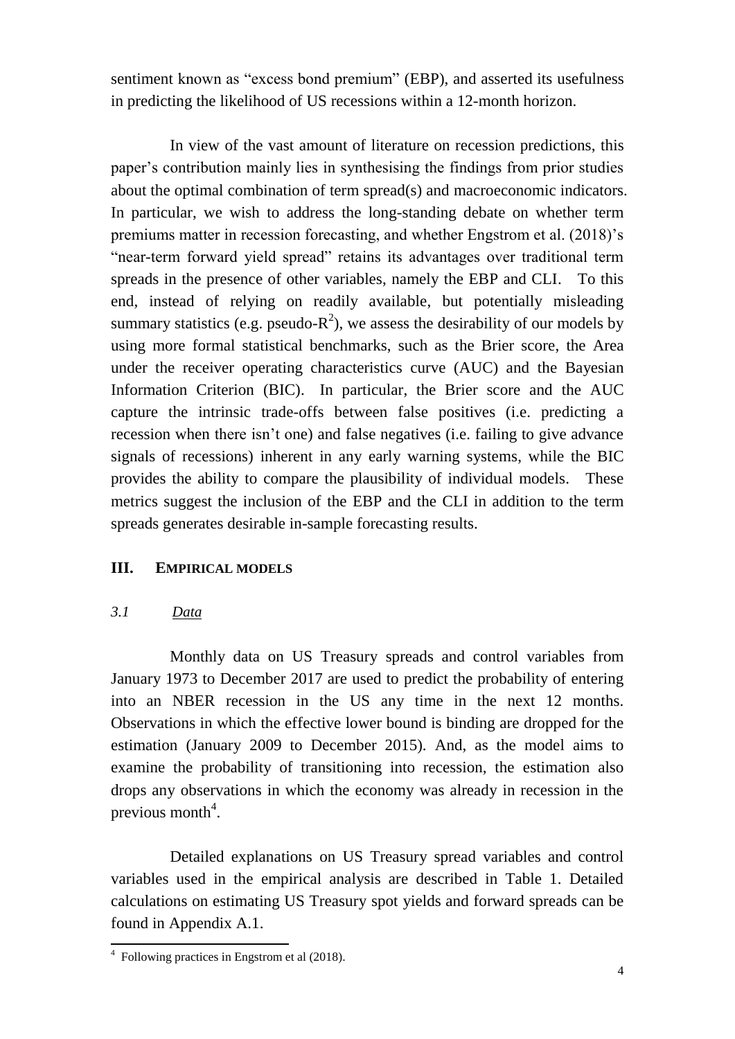sentiment known as "excess bond premium" (EBP), and asserted its usefulness in predicting the likelihood of US recessions within a 12-month horizon.

In view of the vast amount of literature on recession predictions, this paper's contribution mainly lies in synthesising the findings from prior studies about the optimal combination of term spread(s) and macroeconomic indicators. In particular, we wish to address the long-standing debate on whether term premiums matter in recession forecasting, and whether Engstrom et al. (2018)'s "near-term forward yield spread" retains its advantages over traditional term spreads in the presence of other variables, namely the EBP and CLI. To this end, instead of relying on readily available, but potentially misleading summary statistics (e.g. pseudo-$R^2$), we assess the desirability of our models by using more formal statistical benchmarks, such as the Brier score, the Area under the receiver operating characteristics curve (AUC) and the Bayesian Information Criterion (BIC). In particular, the Brier score and the AUC capture the intrinsic trade-offs between false positives (i.e. predicting a recession when there isn't one) and false negatives (i.e. failing to give advance signals of recessions) inherent in any early warning systems, while the BIC provides the ability to compare the plausibility of individual models. These metrics suggest the inclusion of the EBP and the CLI in addition to the term spreads generates desirable in-sample forecasting results.

## III. EMPIRICAL MODELS

### *3.1 Data*

Monthly data on US Treasury spreads and control variables from January 1973 to December 2017 are used to predict the probability of entering into an NBER recession in the US any time in the next 12 months. Observations in which the effective lower bound is binding are dropped for the estimation (January 2009 to December 2015). And, as the model aims to examine the probability of transitioning into recession, the estimation also drops any observations in which the economy was already in recession in the previous month[4].

Detailed explanations on US Treasury spread variables and control variables used in the empirical analysis are described in Table 1. Detailed calculations on estimating US Treasury spot yields and forward spreads can be found in Appendix A.1.

[4] Following practices in Engstrom et al (2018).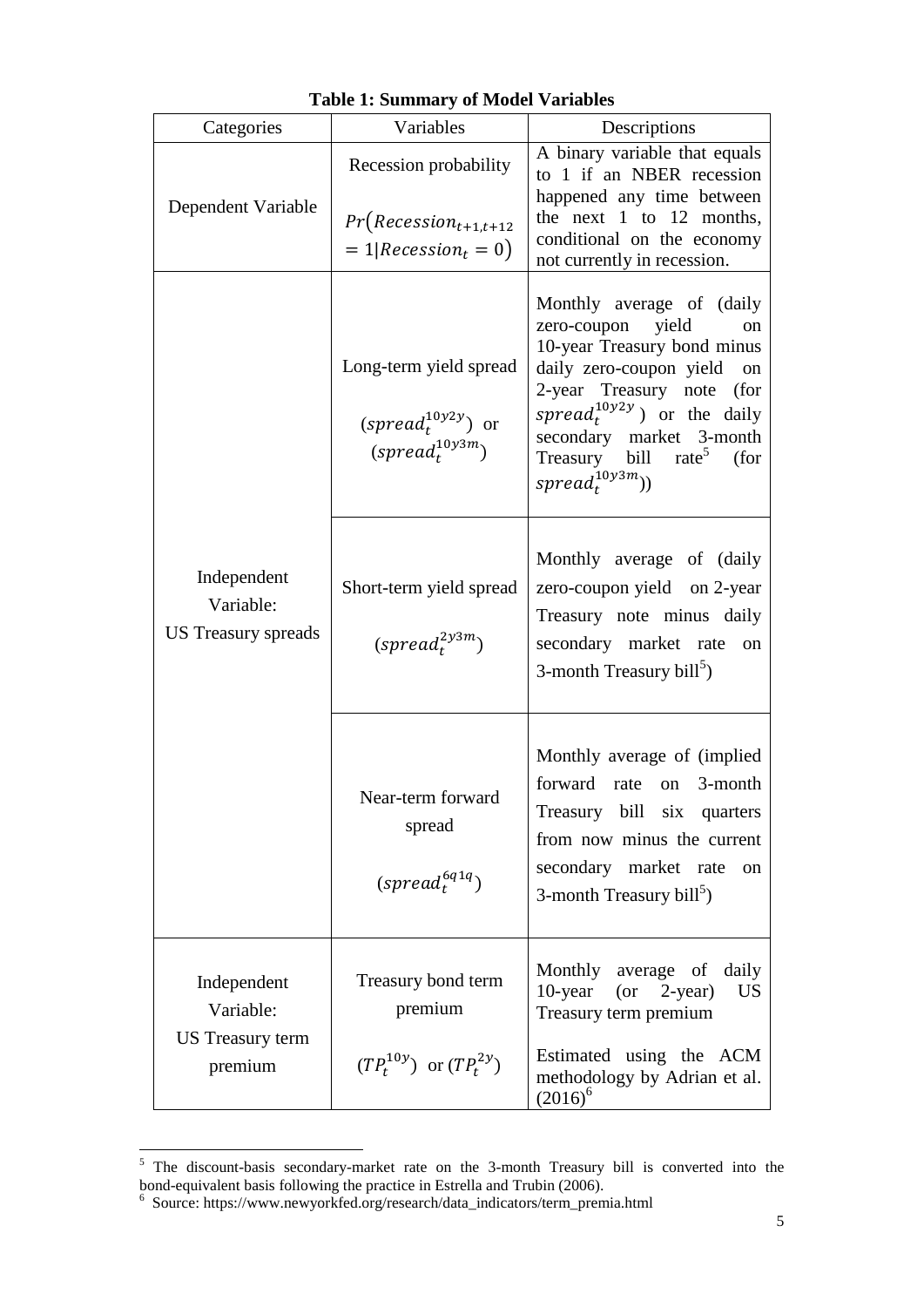**Table 1: Summary of Model Variables**

| Categories | Variables | Descriptions |
|---|---|---|
| Dependent Variable | Recession probability $Pr(Recession_{t+1,t+12} = 1 \mid Recession_t = 0)$ | A binary variable that equals to 1 if an NBER recession happened any time between the next 1 to 12 months, conditional on the economy not currently in recession. |
| Independent Variable: US Treasury spreads | Long-term yield spread ($spread_t^{10y2y}$) or ($spread_t^{10y3m}$) | Monthly average of (daily zero-coupon yield on 10-year Treasury bond minus daily zero-coupon yield on 2-year Treasury note (for $spread_t^{10y2y}$) or the daily secondary market 3-month Treasury bill rate[5] (for $spread_t^{10y3m}$)) |
| | Short-term yield spread ($spread_t^{2y3m}$) | Monthly average of (daily zero-coupon yield on 2-year Treasury note minus daily secondary market rate on 3-month Treasury bill[5]) |
| | Near-term forward spread ($spread_t^{6q1q}$) | Monthly average of (implied forward rate on 3-month Treasury bill six quarters from now minus the current secondary market rate on 3-month Treasury bill[5]) |
| Independent Variable: US Treasury term premium | Treasury bond term premium ($TP_t^{10y}$) or ($TP_t^{2y}$) | Monthly average of daily 10-year (or 2-year) US Treasury term premium<br><br>Estimated using the ACM methodology by Adrian et al. (2016)[6] |

[5] The discount-basis secondary-market rate on the 3-month Treasury bill is converted into the bond-equivalent basis following the practice in Estrella and Trubin (2006).

[6] Source: https://www.newyorkfed.org/research/data_indicators/term_premia.html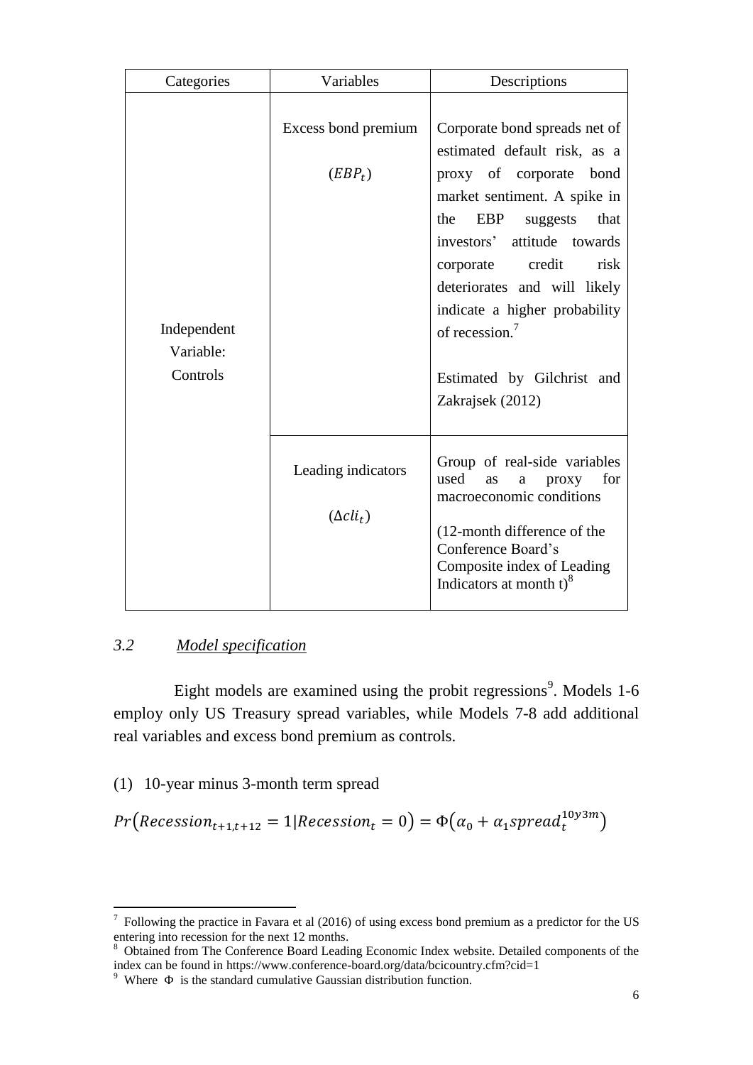| Categories | Variables | Descriptions |
|---|---|---|
| Independent Variable: Controls | Excess bond premium ($EBP_t$) | Corporate bond spreads net of estimated default risk, as a proxy of corporate bond market sentiment. A spike in the EBP suggests that investors' attitude towards corporate credit risk deteriorates and will likely indicate a higher probability of recession.[7] Estimated by Gilchrist and Zakrajsek (2012) |
| | Leading indicators ($\Delta cli_t$) | Group of real-side variables used as a proxy for macroeconomic conditions (12-month difference of the Conference Board's Composite index of Leading Indicators at month t)[8] |

### 3.2 Model specification

Eight models are examined using the probit regressions[9]. Models 1-6 employ only US Treasury spread variables, while Models 7-8 add additional real variables and excess bond premium as controls.

(1) 10-year minus 3-month term spread

$$Pr\left(Recession_{t+1,t+12} = 1 | Recession_t = 0\right) = \Phi\left(\alpha_0 + \alpha_1 spread_t^{10y3m}\right)$$

---

[7] Following the practice in Favara et al (2016) of using excess bond premium as a predictor for the US entering into recession for the next 12 months.

[8] Obtained from The Conference Board Leading Economic Index website. Detailed components of the index can be found in https://www.conference-board.org/data/bcicountry.cfm?cid=1

[9] Where $\Phi$ is the standard cumulative Gaussian distribution function.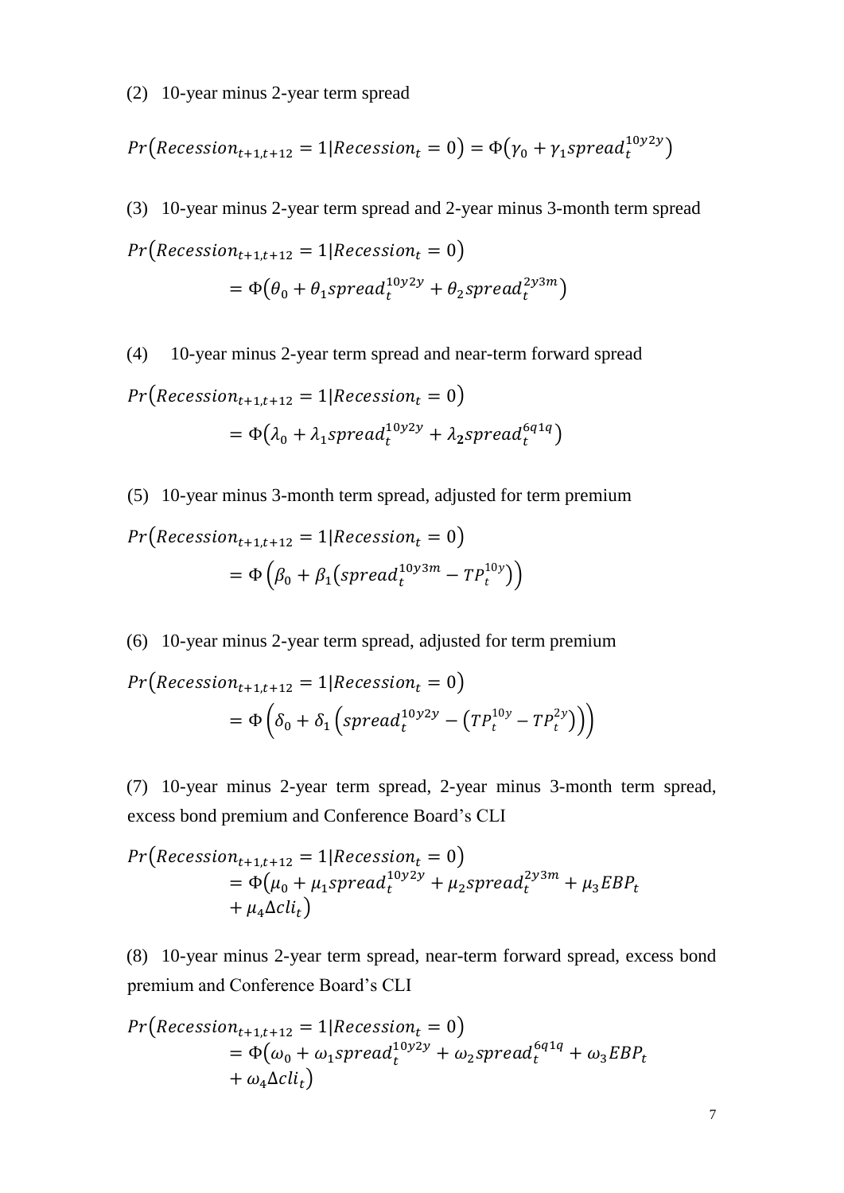(2) 10-year minus 2-year term spread

$$Pr\left(Recession_{t+1,t+12} = 1 | Recession_t = 0\right) = \Phi\left(\gamma_0 + \gamma_1 spread_t^{10y2y}\right)$$

(3) 10-year minus 2-year term spread and 2-year minus 3-month term spread

$$Pr\left(Recession_{t+1,t+12} = 1 | Recession_t = 0\right) = \Phi\left(\theta_0 + \theta_1 spread_t^{10y2y} + \theta_2 spread_t^{2y3m}\right)$$

(4) 10-year minus 2-year term spread and near-term forward spread

$$Pr\left(Recession_{t+1,t+12} = 1 | Recession_t = 0\right) = \Phi\left(\lambda_0 + \lambda_1 spread_t^{10y2y} + \lambda_2 spread_t^{6q1q}\right)$$

(5) 10-year minus 3-month term spread, adjusted for term premium

$$Pr\left(Recession_{t+1,t+12} = 1 | Recession_t = 0\right) = \Phi\left(\beta_0 + \beta_1\left(spread_t^{10y3m} - TP_t^{10y}\right)\right)$$

(6) 10-year minus 2-year term spread, adjusted for term premium

$$Pr\left(Recession_{t+1,t+12} = 1 | Recession_t = 0\right) = \Phi\left(\delta_0 + \delta_1\left(spread_t^{10y2y} - \left(TP_t^{10y} - TP_t^{2y}\right)\right)\right)$$

(7) 10-year minus 2-year term spread, 2-year minus 3-month term spread, excess bond premium and Conference Board's CLI

$$Pr\left(Recession_{t+1,t+12} = 1 | Recession_t = 0\right) = \Phi\left(\mu_0 + \mu_1 spread_t^{10y2y} + \mu_2 spread_t^{2y3m} + \mu_3 EBP_t + \mu_4 \Delta cli_t\right)$$

(8) 10-year minus 2-year term spread, near-term forward spread, excess bond premium and Conference Board's CLI

$$Pr\left(Recession_{t+1,t+12} = 1 | Recession_t = 0\right) = \Phi\left(\omega_0 + \omega_1 spread_t^{10y2y} + \omega_2 spread_t^{6q1q} + \omega_3 EBP_t + \omega_4 \Delta cli_t\right)$$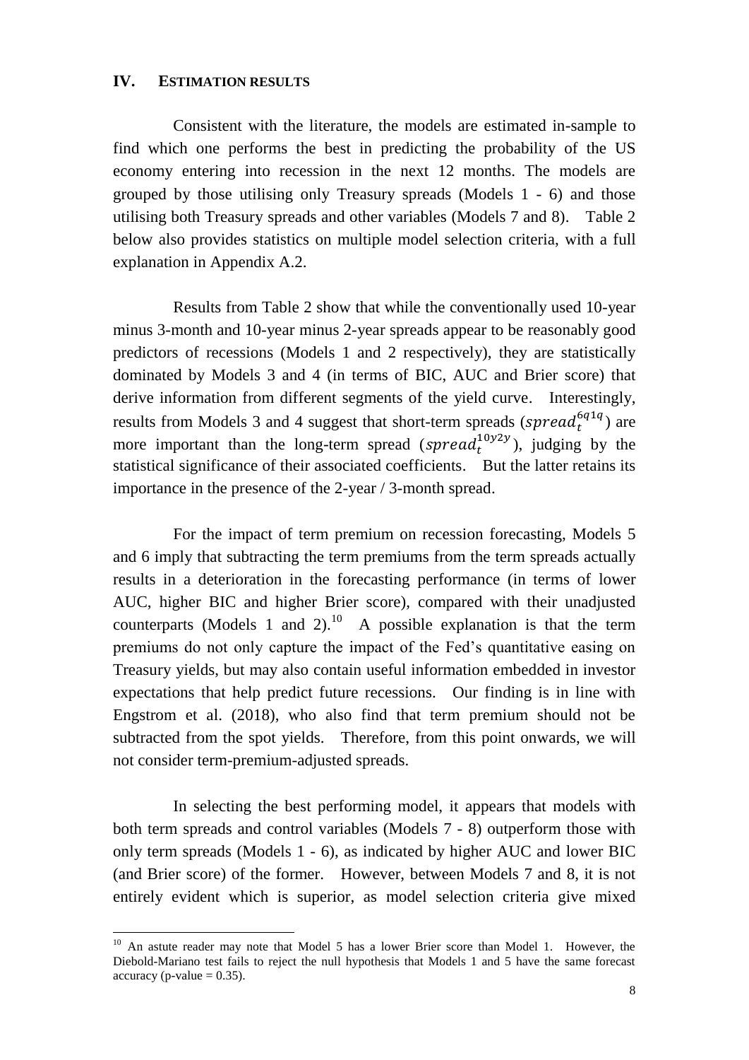## IV. ESTIMATION RESULTS

Consistent with the literature, the models are estimated in-sample to find which one performs the best in predicting the probability of the US economy entering into recession in the next 12 months. The models are grouped by those utilising only Treasury spreads (Models 1 - 6) and those utilising both Treasury spreads and other variables (Models 7 and 8). Table 2 below also provides statistics on multiple model selection criteria, with a full explanation in Appendix A.2.

Results from Table 2 show that while the conventionally used 10-year minus 3-month and 10-year minus 2-year spreads appear to be reasonably good predictors of recessions (Models 1 and 2 respectively), they are statistically dominated by Models 3 and 4 (in terms of BIC, AUC and Brier score) that derive information from different segments of the yield curve. Interestingly, results from Models 3 and 4 suggest that short-term spreads ($spread_t^{6q1q}$) are more important than the long-term spread ($spread_t^{10y2y}$), judging by the statistical significance of their associated coefficients. But the latter retains its importance in the presence of the 2-year / 3-month spread.

For the impact of term premium on recession forecasting, Models 5 and 6 imply that subtracting the term premiums from the term spreads actually results in a deterioration in the forecasting performance (in terms of lower AUC, higher BIC and higher Brier score), compared with their unadjusted counterparts (Models 1 and 2).[10] A possible explanation is that the term premiums do not only capture the impact of the Fed's quantitative easing on Treasury yields, but may also contain useful information embedded in investor expectations that help predict future recessions. Our finding is in line with Engstrom et al. (2018), who also find that term premium should not be subtracted from the spot yields. Therefore, from this point onwards, we will not consider term-premium-adjusted spreads.

In selecting the best performing model, it appears that models with both term spreads and control variables (Models 7 - 8) outperform those with only term spreads (Models 1 - 6), as indicated by higher AUC and lower BIC (and Brier score) of the former. However, between Models 7 and 8, it is not entirely evident which is superior, as model selection criteria give mixed

[10] An astute reader may note that Model 5 has a lower Brier score than Model 1. However, the Diebold-Mariano test fails to reject the null hypothesis that Models 1 and 5 have the same forecast accuracy (p-value = 0.35).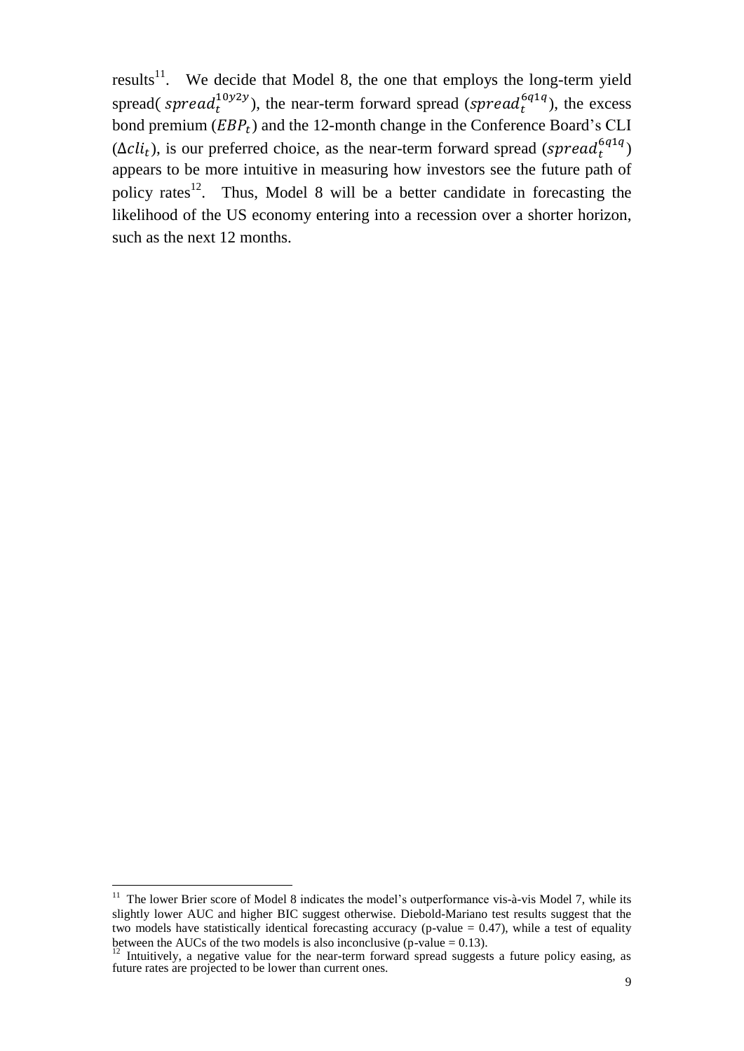results[11]. We decide that Model 8, the one that employs the long-term yield spread( $spread_t^{10y2y}$), the near-term forward spread ($spread_t^{6q1q}$), the excess bond premium ($EBP_t$) and the 12-month change in the Conference Board's CLI ($\Delta cli_t$), is our preferred choice, as the near-term forward spread ($spread_t^{6q1q}$) appears to be more intuitive in measuring how investors see the future path of policy rates[12]. Thus, Model 8 will be a better candidate in forecasting the likelihood of the US economy entering into a recession over a shorter horizon, such as the next 12 months.

---

[11] The lower Brier score of Model 8 indicates the model's outperformance vis-à-vis Model 7, while its slightly lower AUC and higher BIC suggest otherwise. Diebold-Mariano test results suggest that the two models have statistically identical forecasting accuracy (p-value = 0.47), while a test of equality between the AUCs of the two models is also inconclusive (p-value = 0.13).

[12] Intuitively, a negative value for the near-term forward spread suggests a future policy easing, as future rates are projected to be lower than current ones.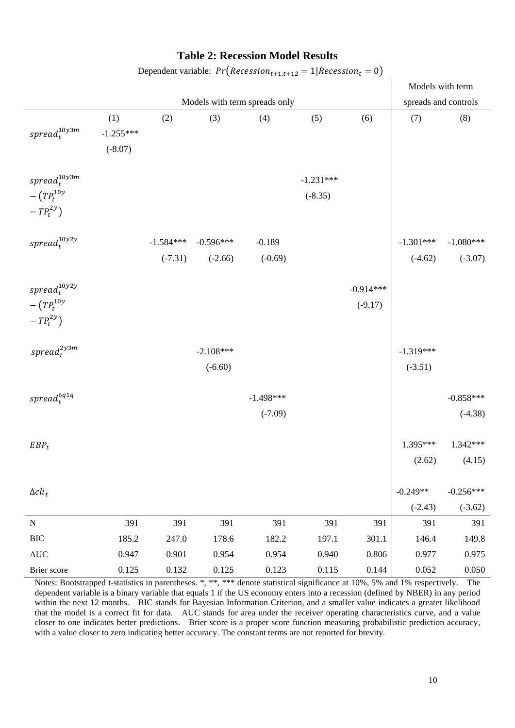## Table 2: Recession Model Results

Dependent variable: $Pr(Recession_{t+1,t+12} = 1 | Recession_t = 0)$

| | Models with term spreads only | | | | | | Models with term spreads and controls | |
|---|---|---|---|---|---|---|---|---|
| | (1) | (2) | (3) | (4) | (5) | (6) | (7) | (8) |
| $spread_t^{10y3m}$ | -1.255*** | | | | | | | |
| | (-8.07) | | | | | | | |
| $spread_t^{10y3m} - (TP_t^{10y} - TP_t^{2y})$ | | | | | -1.231*** | | | |
| | | | | | (-8.35) | | | |
| $spread_t^{10y2y}$ | | -1.584*** | -0.596*** | -0.189 | | | -1.301*** | -1.080*** |
| | | (-7.31) | (-2.66) | (-0.69) | | | (-4.62) | (-3.07) |
| $spread_t^{10y2y} - (TP_t^{10y} - TP_t^{2y})$ | | | | | | -0.914*** | | |
| | | | | | | (-9.17) | | |
| $spread_t^{2y3m}$ | | | -2.108*** | | | | -1.319*** | |
| | | | (-6.60) | | | | (-3.51) | |
| $spread_t^{6q1q}$ | | | | -1.498*** | | | | -0.858*** |
| | | | | (-7.09) | | | | (-4.38) |
| $EBP_t$ | | | | | | | 1.395*** | 1.342*** |
| | | | | | | | (2.62) | (4.15) |
| $\Delta cli_t$ | | | | | | | -0.249** | -0.256*** |
| | | | | | | | (-2.43) | (-3.62) |
| N | 391 | 391 | 391 | 391 | 391 | 391 | 391 | 391 |
| BIC | 185.2 | 247.0 | 178.6 | 182.2 | 197.1 | 301.1 | 146.4 | 149.8 |
| AUC | 0.947 | 0.901 | 0.954 | 0.954 | 0.940 | 0.806 | 0.977 | 0.975 |
| Brier score | 0.125 | 0.132 | 0.125 | 0.123 | 0.115 | 0.144 | 0.052 | 0.050 |

Notes: Bootstrapped t-statistics in parentheses. *, **, *** denote statistical significance at 10%, 5% and 1% respectively. The dependent variable is a binary variable that equals 1 if the US economy enters into a recession (defined by NBER) in any period within the next 12 months. BIC stands for Bayesian Information Criterion, and a smaller value indicates a greater likelihood that the model is a correct fit for data. AUC stands for area under the receiver operating characteristics curve, and a value closer to one indicates better predictions. Brier score is a proper score function measuring probabilistic prediction accuracy, with a value closer to zero indicating better accuracy. The constant terms are not reported for brevity.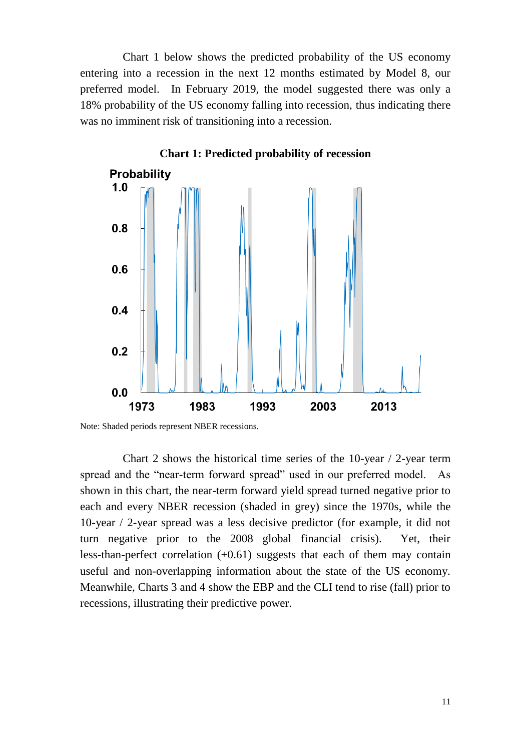Chart 1 below shows the predicted probability of the US economy entering into a recession in the next 12 months estimated by Model 8, our preferred model. In February 2019, the model suggested there was only a 18% probability of the US economy falling into recession, thus indicating there was no imminent risk of transitioning into a recession.

**Chart 1: Predicted probability of recession**

Note: Shaded periods represent NBER recessions.

Chart 2 shows the historical time series of the 10-year / 2-year term spread and the "near-term forward spread" used in our preferred model. As shown in this chart, the near-term forward yield spread turned negative prior to each and every NBER recession (shaded in grey) since the 1970s, while the 10-year / 2-year spread was a less decisive predictor (for example, it did not turn negative prior to the 2008 global financial crisis). Yet, their less-than-perfect correlation (+0.61) suggests that each of them may contain useful and non-overlapping information about the state of the US economy. Meanwhile, Charts 3 and 4 show the EBP and the CLI tend to rise (fall) prior to recessions, illustrating their predictive power.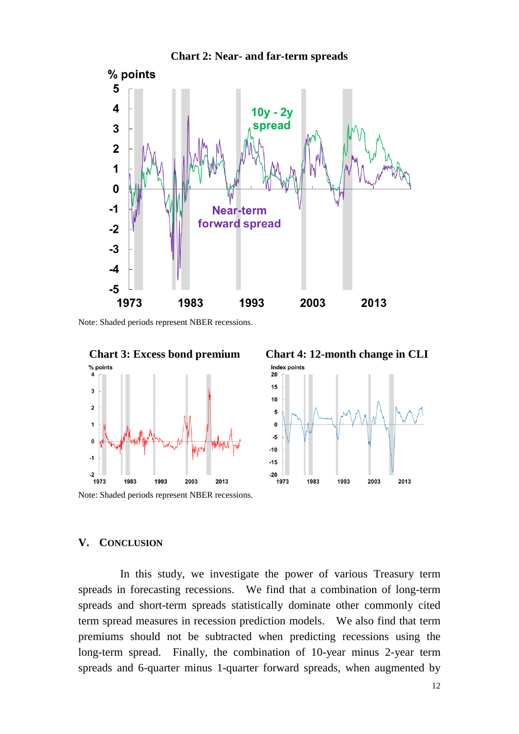**Chart 2: Near- and far-term spreads**

Note: Shaded periods represent NBER recessions.

**Chart 3: Excess bond premium**

**Chart 4: 12-month change in CLI**

Note: Shaded periods represent NBER recessions.

## V. CONCLUSION

In this study, we investigate the power of various Treasury term spreads in forecasting recessions. We find that a combination of long-term spreads and short-term spreads statistically dominate other commonly cited term spread measures in recession prediction models. We also find that term premiums should not be subtracted when predicting recessions using the long-term spread. Finally, the combination of 10-year minus 2-year term spreads and 6-quarter minus 1-quarter forward spreads, when augmented by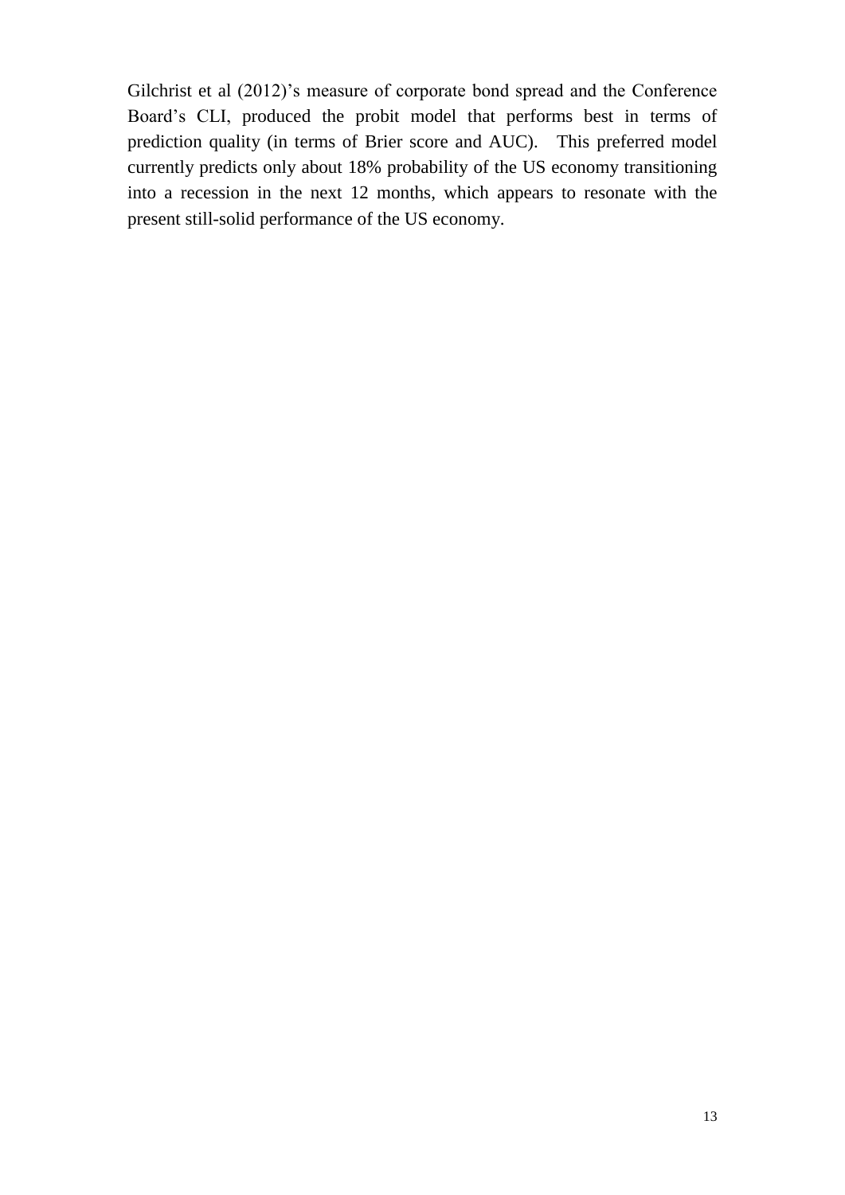Gilchrist et al (2012)'s measure of corporate bond spread and the Conference Board's CLI, produced the probit model that performs best in terms of prediction quality (in terms of Brier score and AUC). This preferred model currently predicts only about 18% probability of the US economy transitioning into a recession in the next 12 months, which appears to resonate with the present still-solid performance of the US economy.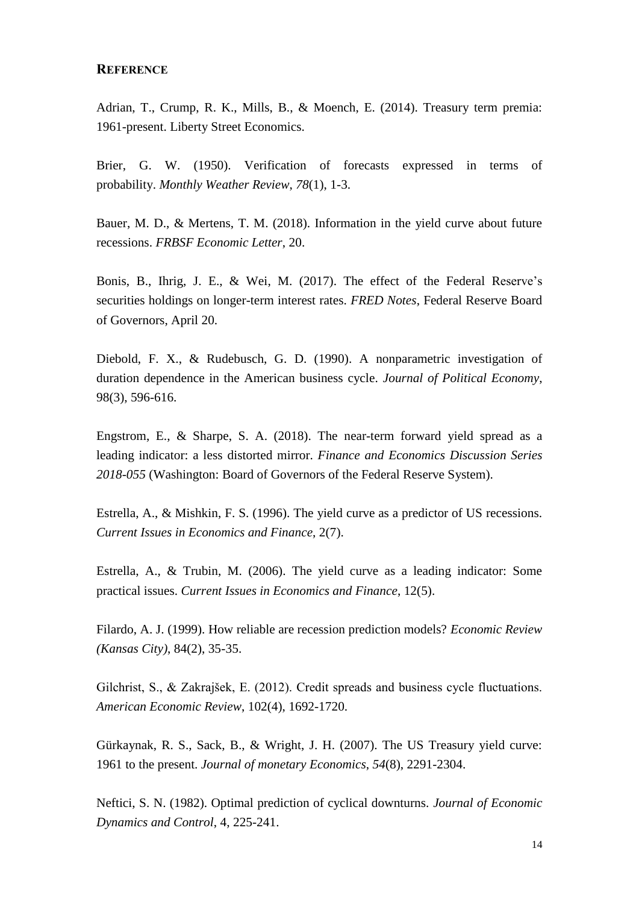## REFERENCE

Adrian, T., Crump, R. K., Mills, B., & Moench, E. (2014). Treasury term premia: 1961-present. Liberty Street Economics.

Brier, G. W. (1950). Verification of forecasts expressed in terms of probability. *Monthly Weather Review*, *78*(1), 1-3.

Bauer, M. D., & Mertens, T. M. (2018). Information in the yield curve about future recessions. *FRBSF Economic Letter*, 20.

Bonis, B., Ihrig, J. E., & Wei, M. (2017). The effect of the Federal Reserve's securities holdings on longer-term interest rates. *FRED Notes*, Federal Reserve Board of Governors, April 20.

Diebold, F. X., & Rudebusch, G. D. (1990). A nonparametric investigation of duration dependence in the American business cycle. *Journal of Political Economy*, 98(3), 596-616.

Engstrom, E., & Sharpe, S. A. (2018). The near-term forward yield spread as a leading indicator: a less distorted mirror. *Finance and Economics Discussion Series 2018-055* (Washington: Board of Governors of the Federal Reserve System).

Estrella, A., & Mishkin, F. S. (1996). The yield curve as a predictor of US recessions. *Current Issues in Economics and Finance*, 2(7).

Estrella, A., & Trubin, M. (2006). The yield curve as a leading indicator: Some practical issues. *Current Issues in Economics and Finance*, 12(5).

Filardo, A. J. (1999). How reliable are recession prediction models? *Economic Review (Kansas City)*, 84(2), 35-35.

Gilchrist, S., & Zakrajšek, E. (2012). Credit spreads and business cycle fluctuations. *American Economic Review*, 102(4), 1692-1720.

Gürkaynak, R. S., Sack, B., & Wright, J. H. (2007). The US Treasury yield curve: 1961 to the present. *Journal of monetary Economics*, *54*(8), 2291-2304.

Neftici, S. N. (1982). Optimal prediction of cyclical downturns. *Journal of Economic Dynamics and Control*, 4, 225-241.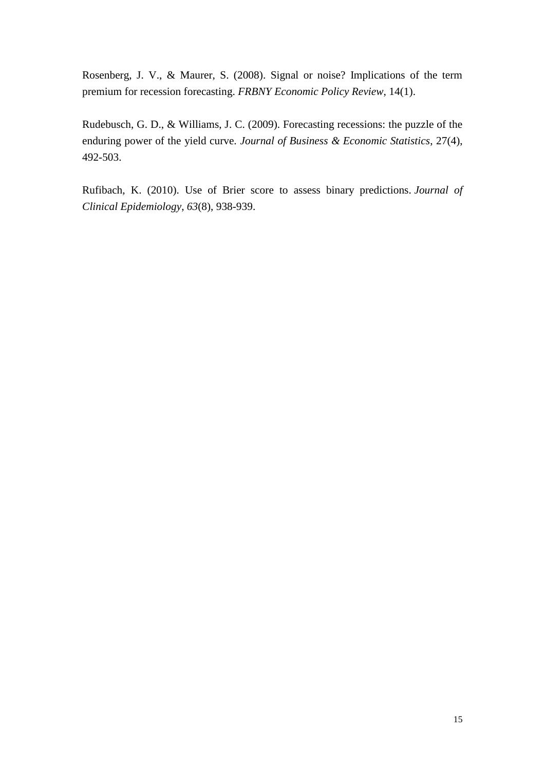Rosenberg, J. V., & Maurer, S. (2008). Signal or noise? Implications of the term premium for recession forecasting. *FRBNY Economic Policy Review*, 14(1).

Rudebusch, G. D., & Williams, J. C. (2009). Forecasting recessions: the puzzle of the enduring power of the yield curve. *Journal of Business & Economic Statistics*, 27(4), 492-503.

Rufibach, K. (2010). Use of Brier score to assess binary predictions. *Journal of Clinical Epidemiology*, *63*(8), 938-939.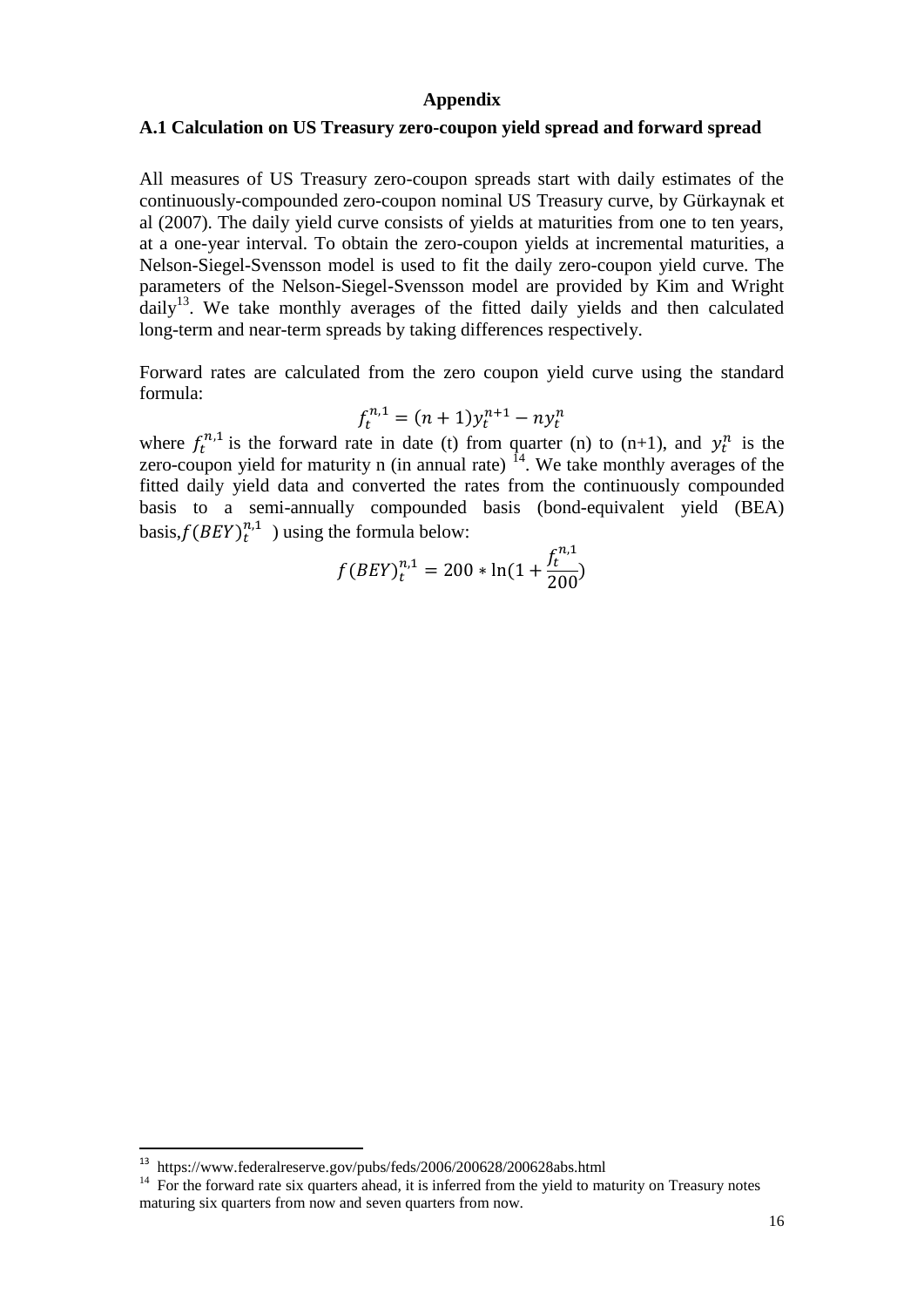**Appendix**

**A.1 Calculation on US Treasury zero-coupon yield spread and forward spread**

All measures of US Treasury zero-coupon spreads start with daily estimates of the continuously-compounded zero-coupon nominal US Treasury curve, by Gürkaynak et al (2007). The daily yield curve consists of yields at maturities from one to ten years, at a one-year interval. To obtain the zero-coupon yields at incremental maturities, a Nelson-Siegel-Svensson model is used to fit the daily zero-coupon yield curve. The parameters of the Nelson-Siegel-Svensson model are provided by Kim and Wright daily[13]. We take monthly averages of the fitted daily yields and then calculated long-term and near-term spreads by taking differences respectively.

Forward rates are calculated from the zero coupon yield curve using the standard formula:

$$f_t^{n,1} = (n+1)y_t^{n+1} - ny_t^n$$

where $f_t^{n,1}$ is the forward rate in date (t) from quarter (n) to (n+1), and $y_t^n$ is the zero-coupon yield for maturity n (in annual rate) [14]. We take monthly averages of the fitted daily yield data and converted the rates from the continuously compounded basis to a semi-annually compounded basis (bond-equivalent yield (BEA) basis, $f(BEY)_t^{n,1}$ ) using the formula below:

$$f(BEY)_t^{n,1} = 200 * \ln(1 + \frac{f_t^{n,1}}{200})$$

---

[13] https://www.federalreserve.gov/pubs/feds/2006/200628/200628abs.html

[14] For the forward rate six quarters ahead, it is inferred from the yield to maturity on Treasury notes maturing six quarters from now and seven quarters from now.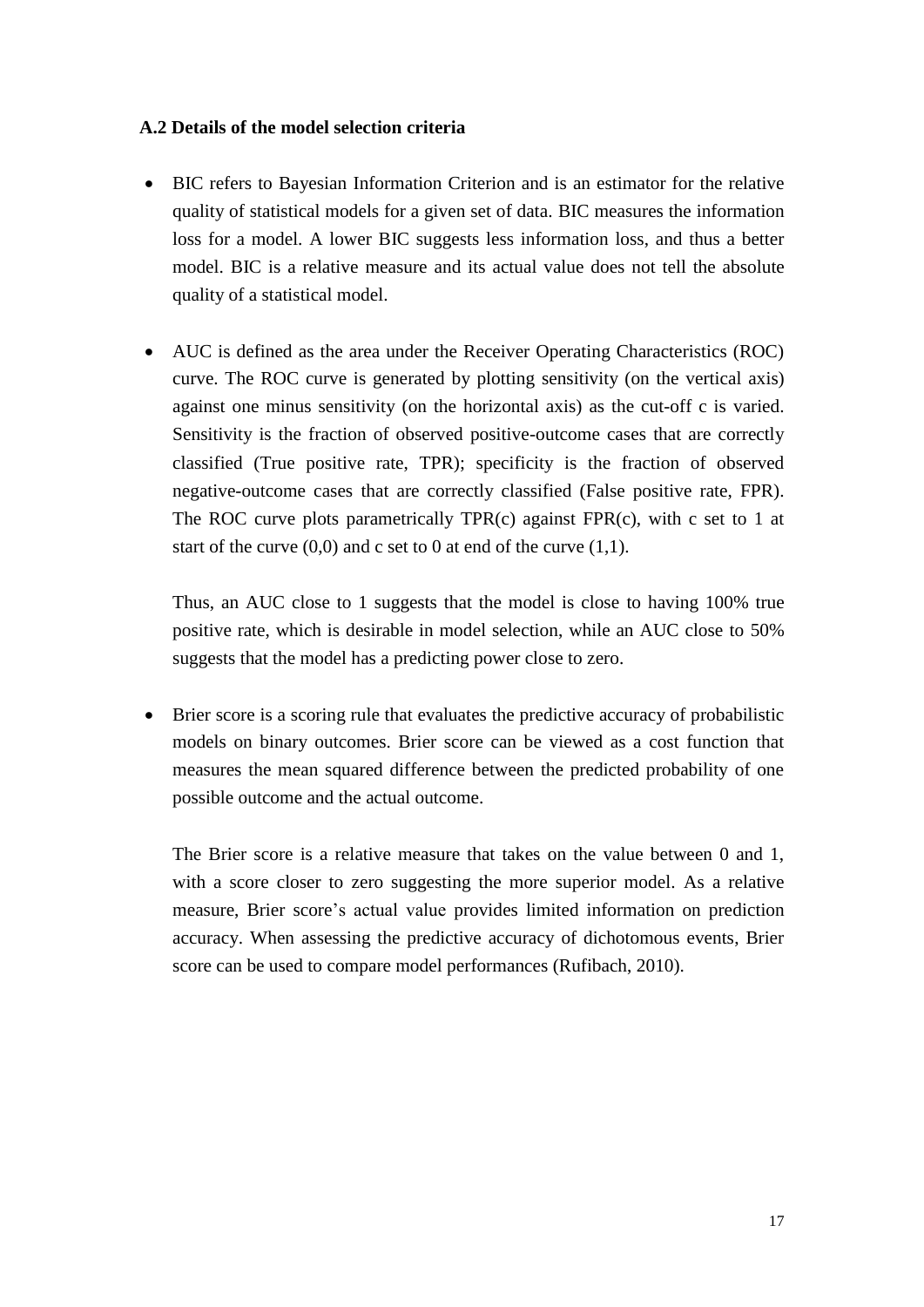### A.2 Details of the model selection criteria

- BIC refers to Bayesian Information Criterion and is an estimator for the relative quality of statistical models for a given set of data. BIC measures the information loss for a model. A lower BIC suggests less information loss, and thus a better model. BIC is a relative measure and its actual value does not tell the absolute quality of a statistical model.

- AUC is defined as the area under the Receiver Operating Characteristics (ROC) curve. The ROC curve is generated by plotting sensitivity (on the vertical axis) against one minus sensitivity (on the horizontal axis) as the cut-off c is varied. Sensitivity is the fraction of observed positive-outcome cases that are correctly classified (True positive rate, TPR); specificity is the fraction of observed negative-outcome cases that are correctly classified (False positive rate, FPR). The ROC curve plots parametrically TPR(c) against FPR(c), with c set to 1 at start of the curve (0,0) and c set to 0 at end of the curve (1,1).

  Thus, an AUC close to 1 suggests that the model is close to having 100% true positive rate, which is desirable in model selection, while an AUC close to 50% suggests that the model has a predicting power close to zero.

- Brier score is a scoring rule that evaluates the predictive accuracy of probabilistic models on binary outcomes. Brier score can be viewed as a cost function that measures the mean squared difference between the predicted probability of one possible outcome and the actual outcome.

  The Brier score is a relative measure that takes on the value between 0 and 1, with a score closer to zero suggesting the more superior model. As a relative measure, Brier score's actual value provides limited information on prediction accuracy. When assessing the predictive accuracy of dichotomous events, Brier score can be used to compare model performances (Rufibach, 2010).